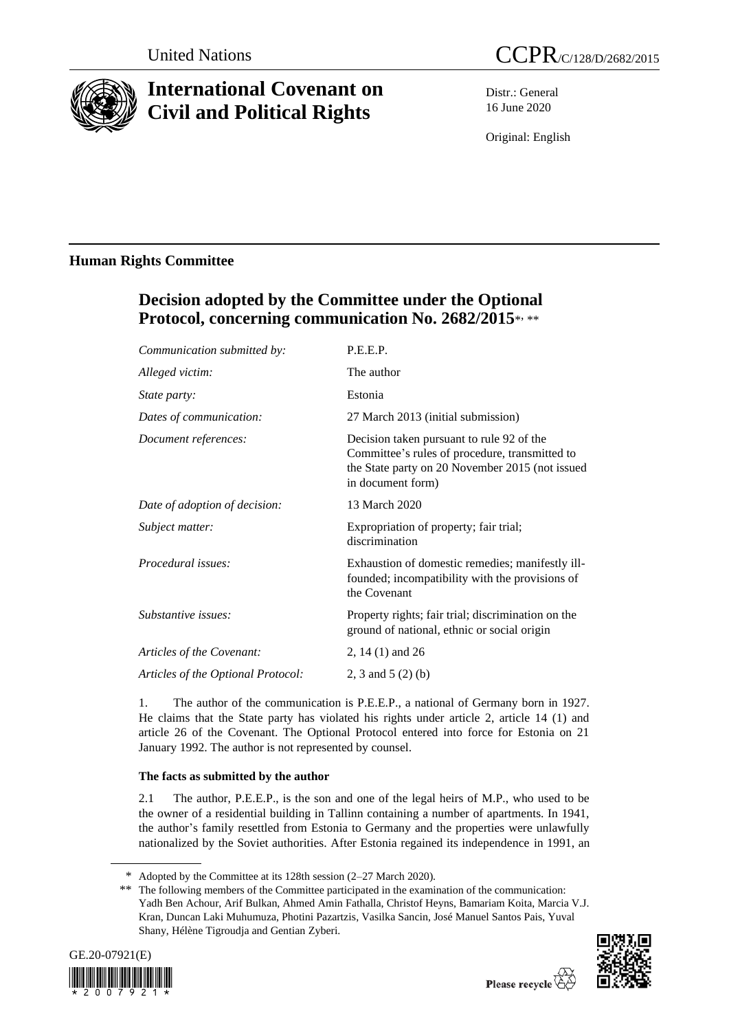United Nations

CCPR/C/128/D/2682/2015

# International Covenant on Civil and Political Rights

Distr.: General
16 June 2020

Original: English

## Human Rights Committee

## Decision adopted by the Committee under the Optional Protocol, concerning communication No. 2682/2015*, **

| | |
|---|---|
| *Communication submitted by:* | P.E.E.P. |
| *Alleged victim:* | The author |
| *State party:* | Estonia |
| *Dates of communication:* | 27 March 2013 (initial submission) |
| *Document references:* | Decision taken pursuant to rule 92 of the Committee's rules of procedure, transmitted to the State party on 20 November 2015 (not issued in document form) |
| *Date of adoption of decision:* | 13 March 2020 |
| *Subject matter:* | Expropriation of property; fair trial; discrimination |
| *Procedural issues:* | Exhaustion of domestic remedies; manifestly ill-founded; incompatibility with the provisions of the Covenant |
| *Substantive issues:* | Property rights; fair trial; discrimination on the ground of national, ethnic or social origin |
| *Articles of the Covenant:* | 2, 14 (1) and 26 |
| *Articles of the Optional Protocol:* | 2, 3 and 5 (2) (b) |

1. The author of the communication is P.E.E.P., a national of Germany born in 1927. He claims that the State party has violated his rights under article 2, article 14 (1) and article 26 of the Covenant. The Optional Protocol entered into force for Estonia on 21 January 1992. The author is not represented by counsel.

**The facts as submitted by the author**

2.1 The author, P.E.E.P., is the son and one of the legal heirs of M.P., who used to be the owner of a residential building in Tallinn containing a number of apartments. In 1941, the author's family resettled from Estonia to Germany and the properties were unlawfully nationalized by the Soviet authorities. After Estonia regained its independence in 1991, an

\* Adopted by the Committee at its 128th session (2–27 March 2020).

\*\* The following members of the Committee participated in the examination of the communication: Yadh Ben Achour, Arif Bulkan, Ahmed Amin Fathalla, Christof Heyns, Bamariam Koita, Marcia V.J. Kran, Duncan Laki Muhumuza, Photini Pazartzis, Vasilka Sancin, José Manuel Santos Pais, Yuval Shany, Hélène Tigroudja and Gentian Zyberi.

GE.20-07921(E)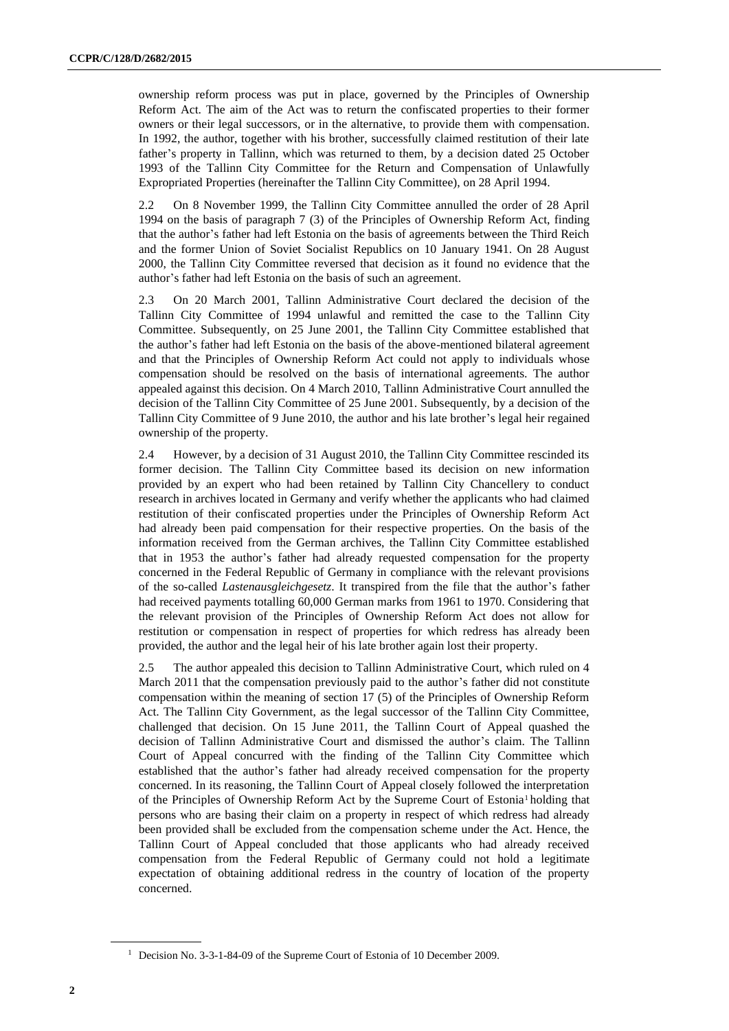ownership reform process was put in place, governed by the Principles of Ownership Reform Act. The aim of the Act was to return the confiscated properties to their former owners or their legal successors, or in the alternative, to provide them with compensation. In 1992, the author, together with his brother, successfully claimed restitution of their late father's property in Tallinn, which was returned to them, by a decision dated 25 October 1993 of the Tallinn City Committee for the Return and Compensation of Unlawfully Expropriated Properties (hereinafter the Tallinn City Committee), on 28 April 1994.

2.2 On 8 November 1999, the Tallinn City Committee annulled the order of 28 April 1994 on the basis of paragraph 7 (3) of the Principles of Ownership Reform Act, finding that the author's father had left Estonia on the basis of agreements between the Third Reich and the former Union of Soviet Socialist Republics on 10 January 1941. On 28 August 2000, the Tallinn City Committee reversed that decision as it found no evidence that the author's father had left Estonia on the basis of such an agreement.

2.3 On 20 March 2001, Tallinn Administrative Court declared the decision of the Tallinn City Committee of 1994 unlawful and remitted the case to the Tallinn City Committee. Subsequently, on 25 June 2001, the Tallinn City Committee established that the author's father had left Estonia on the basis of the above-mentioned bilateral agreement and that the Principles of Ownership Reform Act could not apply to individuals whose compensation should be resolved on the basis of international agreements. The author appealed against this decision. On 4 March 2010, Tallinn Administrative Court annulled the decision of the Tallinn City Committee of 25 June 2001. Subsequently, by a decision of the Tallinn City Committee of 9 June 2010, the author and his late brother's legal heir regained ownership of the property.

2.4 However, by a decision of 31 August 2010, the Tallinn City Committee rescinded its former decision. The Tallinn City Committee based its decision on new information provided by an expert who had been retained by Tallinn City Chancellery to conduct research in archives located in Germany and verify whether the applicants who had claimed restitution of their confiscated properties under the Principles of Ownership Reform Act had already been paid compensation for their respective properties. On the basis of the information received from the German archives, the Tallinn City Committee established that in 1953 the author's father had already requested compensation for the property concerned in the Federal Republic of Germany in compliance with the relevant provisions of the so-called *Lastenausgleichgesetz*. It transpired from the file that the author's father had received payments totalling 60,000 German marks from 1961 to 1970. Considering that the relevant provision of the Principles of Ownership Reform Act does not allow for restitution or compensation in respect of properties for which redress has already been provided, the author and the legal heir of his late brother again lost their property.

2.5 The author appealed this decision to Tallinn Administrative Court, which ruled on 4 March 2011 that the compensation previously paid to the author's father did not constitute compensation within the meaning of section 17 (5) of the Principles of Ownership Reform Act. The Tallinn City Government, as the legal successor of the Tallinn City Committee, challenged that decision. On 15 June 2011, the Tallinn Court of Appeal quashed the decision of Tallinn Administrative Court and dismissed the author's claim. The Tallinn Court of Appeal concurred with the finding of the Tallinn City Committee which established that the author's father had already received compensation for the property concerned. In its reasoning, the Tallinn Court of Appeal closely followed the interpretation of the Principles of Ownership Reform Act by the Supreme Court of Estonia[1] holding that persons who are basing their claim on a property in respect of which redress had already been provided shall be excluded from the compensation scheme under the Act. Hence, the Tallinn Court of Appeal concluded that those applicants who had already received compensation from the Federal Republic of Germany could not hold a legitimate expectation of obtaining additional redress in the country of location of the property concerned.

[1] Decision No. 3-3-1-84-09 of the Supreme Court of Estonia of 10 December 2009.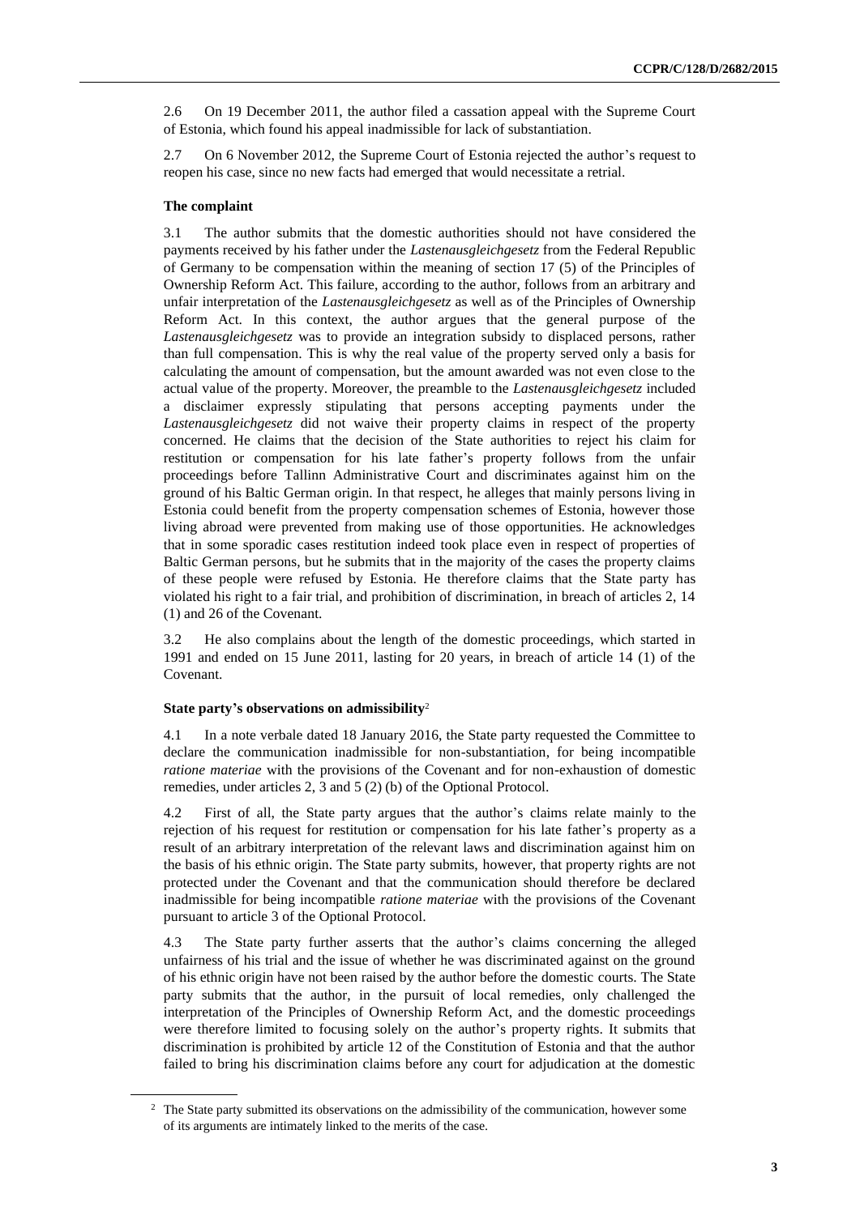2.6 On 19 December 2011, the author filed a cassation appeal with the Supreme Court of Estonia, which found his appeal inadmissible for lack of substantiation.

2.7 On 6 November 2012, the Supreme Court of Estonia rejected the author's request to reopen his case, since no new facts had emerged that would necessitate a retrial.

### The complaint

3.1 The author submits that the domestic authorities should not have considered the payments received by his father under the *Lastenausgleichgesetz* from the Federal Republic of Germany to be compensation within the meaning of section 17 (5) of the Principles of Ownership Reform Act. This failure, according to the author, follows from an arbitrary and unfair interpretation of the *Lastenausgleichgesetz* as well as of the Principles of Ownership Reform Act. In this context, the author argues that the general purpose of the *Lastenausgleichgesetz* was to provide an integration subsidy to displaced persons, rather than full compensation. This is why the real value of the property served only a basis for calculating the amount of compensation, but the amount awarded was not even close to the actual value of the property. Moreover, the preamble to the *Lastenausgleichgesetz* included a disclaimer expressly stipulating that persons accepting payments under the *Lastenausgleichgesetz* did not waive their property claims in respect of the property concerned. He claims that the decision of the State authorities to reject his claim for restitution or compensation for his late father's property follows from the unfair proceedings before Tallinn Administrative Court and discriminates against him on the ground of his Baltic German origin. In that respect, he alleges that mainly persons living in Estonia could benefit from the property compensation schemes of Estonia, however those living abroad were prevented from making use of those opportunities. He acknowledges that in some sporadic cases restitution indeed took place even in respect of properties of Baltic German persons, but he submits that in the majority of the cases the property claims of these people were refused by Estonia. He therefore claims that the State party has violated his right to a fair trial, and prohibition of discrimination, in breach of articles 2, 14 (1) and 26 of the Covenant.

3.2 He also complains about the length of the domestic proceedings, which started in 1991 and ended on 15 June 2011, lasting for 20 years, in breach of article 14 (1) of the Covenant.

### State party's observations on admissibility[2]

4.1 In a note verbale dated 18 January 2016, the State party requested the Committee to declare the communication inadmissible for non-substantiation, for being incompatible *ratione materiae* with the provisions of the Covenant and for non-exhaustion of domestic remedies, under articles 2, 3 and 5 (2) (b) of the Optional Protocol.

4.2 First of all, the State party argues that the author's claims relate mainly to the rejection of his request for restitution or compensation for his late father's property as a result of an arbitrary interpretation of the relevant laws and discrimination against him on the basis of his ethnic origin. The State party submits, however, that property rights are not protected under the Covenant and that the communication should therefore be declared inadmissible for being incompatible *ratione materiae* with the provisions of the Covenant pursuant to article 3 of the Optional Protocol.

4.3 The State party further asserts that the author's claims concerning the alleged unfairness of his trial and the issue of whether he was discriminated against on the ground of his ethnic origin have not been raised by the author before the domestic courts. The State party submits that the author, in the pursuit of local remedies, only challenged the interpretation of the Principles of Ownership Reform Act, and the domestic proceedings were therefore limited to focusing solely on the author's property rights. It submits that discrimination is prohibited by article 12 of the Constitution of Estonia and that the author failed to bring his discrimination claims before any court for adjudication at the domestic

[2] The State party submitted its observations on the admissibility of the communication, however some of its arguments are intimately linked to the merits of the case.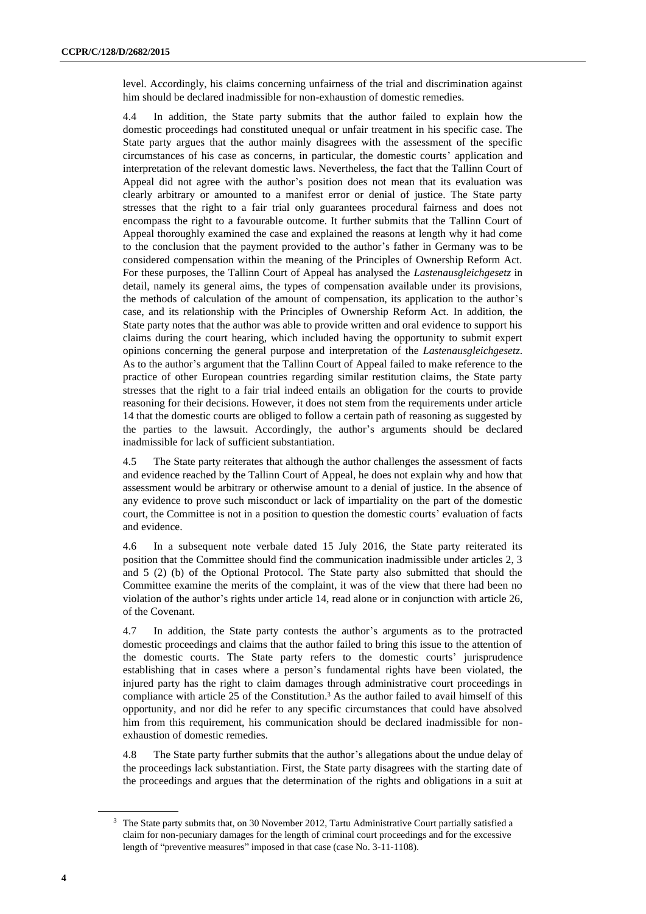level. Accordingly, his claims concerning unfairness of the trial and discrimination against him should be declared inadmissible for non-exhaustion of domestic remedies.

4.4 In addition, the State party submits that the author failed to explain how the domestic proceedings had constituted unequal or unfair treatment in his specific case. The State party argues that the author mainly disagrees with the assessment of the specific circumstances of his case as concerns, in particular, the domestic courts' application and interpretation of the relevant domestic laws. Nevertheless, the fact that the Tallinn Court of Appeal did not agree with the author's position does not mean that its evaluation was clearly arbitrary or amounted to a manifest error or denial of justice. The State party stresses that the right to a fair trial only guarantees procedural fairness and does not encompass the right to a favourable outcome. It further submits that the Tallinn Court of Appeal thoroughly examined the case and explained the reasons at length why it had come to the conclusion that the payment provided to the author's father in Germany was to be considered compensation within the meaning of the Principles of Ownership Reform Act. For these purposes, the Tallinn Court of Appeal has analysed the *Lastenausgleichgesetz* in detail, namely its general aims, the types of compensation available under its provisions, the methods of calculation of the amount of compensation, its application to the author's case, and its relationship with the Principles of Ownership Reform Act. In addition, the State party notes that the author was able to provide written and oral evidence to support his claims during the court hearing, which included having the opportunity to submit expert opinions concerning the general purpose and interpretation of the *Lastenausgleichgesetz*. As to the author's argument that the Tallinn Court of Appeal failed to make reference to the practice of other European countries regarding similar restitution claims, the State party stresses that the right to a fair trial indeed entails an obligation for the courts to provide reasoning for their decisions. However, it does not stem from the requirements under article 14 that the domestic courts are obliged to follow a certain path of reasoning as suggested by the parties to the lawsuit. Accordingly, the author's arguments should be declared inadmissible for lack of sufficient substantiation.

4.5 The State party reiterates that although the author challenges the assessment of facts and evidence reached by the Tallinn Court of Appeal, he does not explain why and how that assessment would be arbitrary or otherwise amount to a denial of justice. In the absence of any evidence to prove such misconduct or lack of impartiality on the part of the domestic court, the Committee is not in a position to question the domestic courts' evaluation of facts and evidence.

4.6 In a subsequent note verbale dated 15 July 2016, the State party reiterated its position that the Committee should find the communication inadmissible under articles 2, 3 and 5 (2) (b) of the Optional Protocol. The State party also submitted that should the Committee examine the merits of the complaint, it was of the view that there had been no violation of the author's rights under article 14, read alone or in conjunction with article 26, of the Covenant.

4.7 In addition, the State party contests the author's arguments as to the protracted domestic proceedings and claims that the author failed to bring this issue to the attention of the domestic courts. The State party refers to the domestic courts' jurisprudence establishing that in cases where a person's fundamental rights have been violated, the injured party has the right to claim damages through administrative court proceedings in compliance with article 25 of the Constitution.[3] As the author failed to avail himself of this opportunity, and nor did he refer to any specific circumstances that could have absolved him from this requirement, his communication should be declared inadmissible for non-exhaustion of domestic remedies.

4.8 The State party further submits that the author's allegations about the undue delay of the proceedings lack substantiation. First, the State party disagrees with the starting date of the proceedings and argues that the determination of the rights and obligations in a suit at

[3] The State party submits that, on 30 November 2012, Tartu Administrative Court partially satisfied a claim for non-pecuniary damages for the length of criminal court proceedings and for the excessive length of "preventive measures" imposed in that case (case No. 3-11-1108).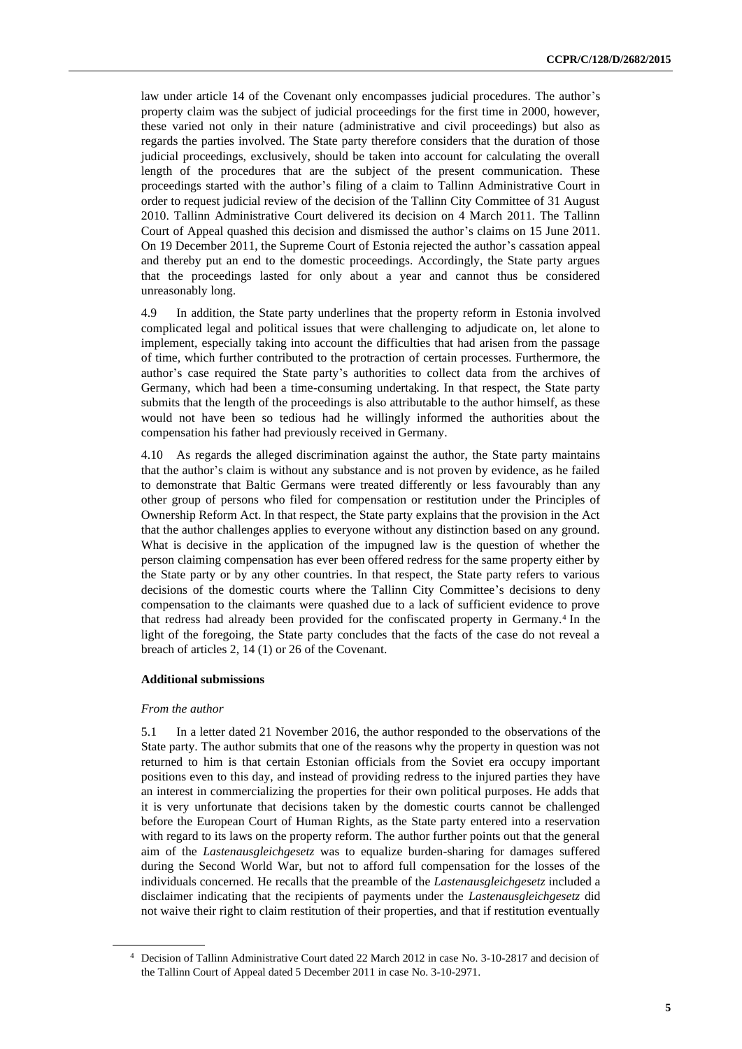law under article 14 of the Covenant only encompasses judicial procedures. The author's property claim was the subject of judicial proceedings for the first time in 2000, however, these varied not only in their nature (administrative and civil proceedings) but also as regards the parties involved. The State party therefore considers that the duration of those judicial proceedings, exclusively, should be taken into account for calculating the overall length of the procedures that are the subject of the present communication. These proceedings started with the author's filing of a claim to Tallinn Administrative Court in order to request judicial review of the decision of the Tallinn City Committee of 31 August 2010. Tallinn Administrative Court delivered its decision on 4 March 2011. The Tallinn Court of Appeal quashed this decision and dismissed the author's claims on 15 June 2011. On 19 December 2011, the Supreme Court of Estonia rejected the author's cassation appeal and thereby put an end to the domestic proceedings. Accordingly, the State party argues that the proceedings lasted for only about a year and cannot thus be considered unreasonably long.

4.9 In addition, the State party underlines that the property reform in Estonia involved complicated legal and political issues that were challenging to adjudicate on, let alone to implement, especially taking into account the difficulties that had arisen from the passage of time, which further contributed to the protraction of certain processes. Furthermore, the author's case required the State party's authorities to collect data from the archives of Germany, which had been a time-consuming undertaking. In that respect, the State party submits that the length of the proceedings is also attributable to the author himself, as these would not have been so tedious had he willingly informed the authorities about the compensation his father had previously received in Germany.

4.10 As regards the alleged discrimination against the author, the State party maintains that the author's claim is without any substance and is not proven by evidence, as he failed to demonstrate that Baltic Germans were treated differently or less favourably than any other group of persons who filed for compensation or restitution under the Principles of Ownership Reform Act. In that respect, the State party explains that the provision in the Act that the author challenges applies to everyone without any distinction based on any ground. What is decisive in the application of the impugned law is the question of whether the person claiming compensation has ever been offered redress for the same property either by the State party or by any other countries. In that respect, the State party refers to various decisions of the domestic courts where the Tallinn City Committee's decisions to deny compensation to the claimants were quashed due to a lack of sufficient evidence to prove that redress had already been provided for the confiscated property in Germany.[4] In the light of the foregoing, the State party concludes that the facts of the case do not reveal a breach of articles 2, 14 (1) or 26 of the Covenant.

### Additional submissions

*From the author*

5.1 In a letter dated 21 November 2016, the author responded to the observations of the State party. The author submits that one of the reasons why the property in question was not returned to him is that certain Estonian officials from the Soviet era occupy important positions even to this day, and instead of providing redress to the injured parties they have an interest in commercializing the properties for their own political purposes. He adds that it is very unfortunate that decisions taken by the domestic courts cannot be challenged before the European Court of Human Rights, as the State party entered into a reservation with regard to its laws on the property reform. The author further points out that the general aim of the *Lastenausgleichgesetz* was to equalize burden-sharing for damages suffered during the Second World War, but not to afford full compensation for the losses of the individuals concerned. He recalls that the preamble of the *Lastenausgleichgesetz* included a disclaimer indicating that the recipients of payments under the *Lastenausgleichgesetz* did not waive their right to claim restitution of their properties, and that if restitution eventually

---

[4] Decision of Tallinn Administrative Court dated 22 March 2012 in case No. 3-10-2817 and decision of the Tallinn Court of Appeal dated 5 December 2011 in case No. 3-10-2971.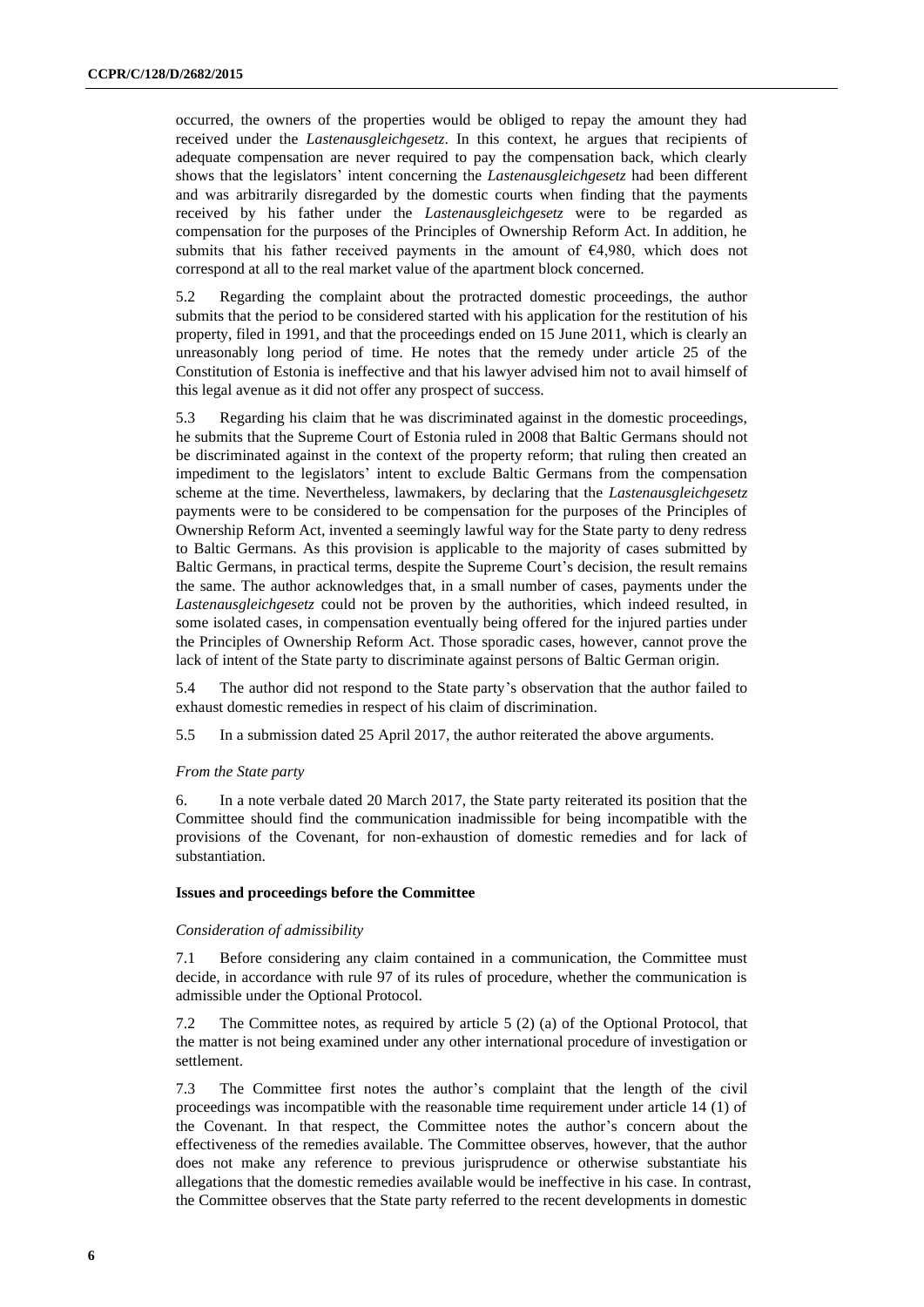occurred, the owners of the properties would be obliged to repay the amount they had received under the *Lastenausgleichgesetz*. In this context, he argues that recipients of adequate compensation are never required to pay the compensation back, which clearly shows that the legislators' intent concerning the *Lastenausgleichgesetz* had been different and was arbitrarily disregarded by the domestic courts when finding that the payments received by his father under the *Lastenausgleichgesetz* were to be regarded as compensation for the purposes of the Principles of Ownership Reform Act. In addition, he submits that his father received payments in the amount of €4,980, which does not correspond at all to the real market value of the apartment block concerned.

5.2 Regarding the complaint about the protracted domestic proceedings, the author submits that the period to be considered started with his application for the restitution of his property, filed in 1991, and that the proceedings ended on 15 June 2011, which is clearly an unreasonably long period of time. He notes that the remedy under article 25 of the Constitution of Estonia is ineffective and that his lawyer advised him not to avail himself of this legal avenue as it did not offer any prospect of success.

5.3 Regarding his claim that he was discriminated against in the domestic proceedings, he submits that the Supreme Court of Estonia ruled in 2008 that Baltic Germans should not be discriminated against in the context of the property reform; that ruling then created an impediment to the legislators' intent to exclude Baltic Germans from the compensation scheme at the time. Nevertheless, lawmakers, by declaring that the *Lastenausgleichgesetz* payments were to be considered to be compensation for the purposes of the Principles of Ownership Reform Act, invented a seemingly lawful way for the State party to deny redress to Baltic Germans. As this provision is applicable to the majority of cases submitted by Baltic Germans, in practical terms, despite the Supreme Court's decision, the result remains the same. The author acknowledges that, in a small number of cases, payments under the *Lastenausgleichgesetz* could not be proven by the authorities, which indeed resulted, in some isolated cases, in compensation eventually being offered for the injured parties under the Principles of Ownership Reform Act. Those sporadic cases, however, cannot prove the lack of intent of the State party to discriminate against persons of Baltic German origin.

5.4 The author did not respond to the State party's observation that the author failed to exhaust domestic remedies in respect of his claim of discrimination.

5.5 In a submission dated 25 April 2017, the author reiterated the above arguments.

*From the State party*

6. In a note verbale dated 20 March 2017, the State party reiterated its position that the Committee should find the communication inadmissible for being incompatible with the provisions of the Covenant, for non-exhaustion of domestic remedies and for lack of substantiation.

**Issues and proceedings before the Committee**

*Consideration of admissibility*

7.1 Before considering any claim contained in a communication, the Committee must decide, in accordance with rule 97 of its rules of procedure, whether the communication is admissible under the Optional Protocol.

7.2 The Committee notes, as required by article 5 (2) (a) of the Optional Protocol, that the matter is not being examined under any other international procedure of investigation or settlement.

7.3 The Committee first notes the author's complaint that the length of the civil proceedings was incompatible with the reasonable time requirement under article 14 (1) of the Covenant. In that respect, the Committee notes the author's concern about the effectiveness of the remedies available. The Committee observes, however, that the author does not make any reference to previous jurisprudence or otherwise substantiate his allegations that the domestic remedies available would be ineffective in his case. In contrast, the Committee observes that the State party referred to the recent developments in domestic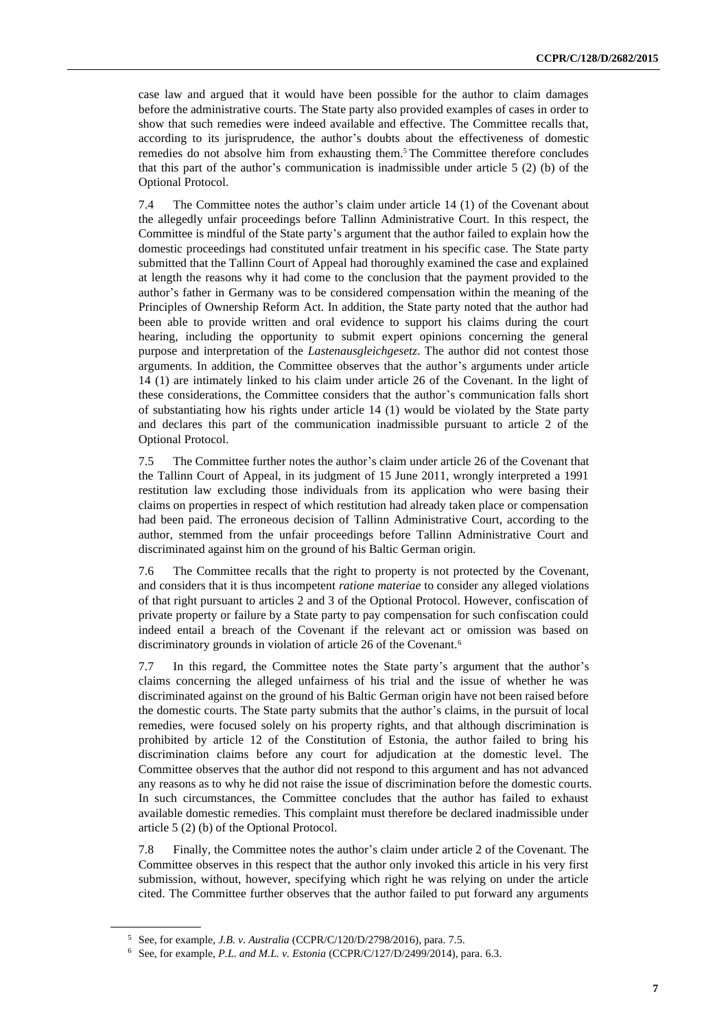case law and argued that it would have been possible for the author to claim damages before the administrative courts. The State party also provided examples of cases in order to show that such remedies were indeed available and effective. The Committee recalls that, according to its jurisprudence, the author's doubts about the effectiveness of domestic remedies do not absolve him from exhausting them.[5] The Committee therefore concludes that this part of the author's communication is inadmissible under article 5 (2) (b) of the Optional Protocol.

7.4 The Committee notes the author's claim under article 14 (1) of the Covenant about the allegedly unfair proceedings before Tallinn Administrative Court. In this respect, the Committee is mindful of the State party's argument that the author failed to explain how the domestic proceedings had constituted unfair treatment in his specific case. The State party submitted that the Tallinn Court of Appeal had thoroughly examined the case and explained at length the reasons why it had come to the conclusion that the payment provided to the author's father in Germany was to be considered compensation within the meaning of the Principles of Ownership Reform Act. In addition, the State party noted that the author had been able to provide written and oral evidence to support his claims during the court hearing, including the opportunity to submit expert opinions concerning the general purpose and interpretation of the *Lastenausgleichgesetz*. The author did not contest those arguments. In addition, the Committee observes that the author's arguments under article 14 (1) are intimately linked to his claim under article 26 of the Covenant. In the light of these considerations, the Committee considers that the author's communication falls short of substantiating how his rights under article 14 (1) would be violated by the State party and declares this part of the communication inadmissible pursuant to article 2 of the Optional Protocol.

7.5 The Committee further notes the author's claim under article 26 of the Covenant that the Tallinn Court of Appeal, in its judgment of 15 June 2011, wrongly interpreted a 1991 restitution law excluding those individuals from its application who were basing their claims on properties in respect of which restitution had already taken place or compensation had been paid. The erroneous decision of Tallinn Administrative Court, according to the author, stemmed from the unfair proceedings before Tallinn Administrative Court and discriminated against him on the ground of his Baltic German origin.

7.6 The Committee recalls that the right to property is not protected by the Covenant, and considers that it is thus incompetent *ratione materiae* to consider any alleged violations of that right pursuant to articles 2 and 3 of the Optional Protocol. However, confiscation of private property or failure by a State party to pay compensation for such confiscation could indeed entail a breach of the Covenant if the relevant act or omission was based on discriminatory grounds in violation of article 26 of the Covenant.[6]

7.7 In this regard, the Committee notes the State party's argument that the author's claims concerning the alleged unfairness of his trial and the issue of whether he was discriminated against on the ground of his Baltic German origin have not been raised before the domestic courts. The State party submits that the author's claims, in the pursuit of local remedies, were focused solely on his property rights, and that although discrimination is prohibited by article 12 of the Constitution of Estonia, the author failed to bring his discrimination claims before any court for adjudication at the domestic level. The Committee observes that the author did not respond to this argument and has not advanced any reasons as to why he did not raise the issue of discrimination before the domestic courts. In such circumstances, the Committee concludes that the author has failed to exhaust available domestic remedies. This complaint must therefore be declared inadmissible under article 5 (2) (b) of the Optional Protocol.

7.8 Finally, the Committee notes the author's claim under article 2 of the Covenant. The Committee observes in this respect that the author only invoked this article in his very first submission, without, however, specifying which right he was relying on under the article cited. The Committee further observes that the author failed to put forward any arguments

---

[5] See, for example, *J.B. v. Australia* (CCPR/C/120/D/2798/2016), para. 7.5.

[6] See, for example, *P.L. and M.L. v. Estonia* (CCPR/C/127/D/2499/2014), para. 6.3.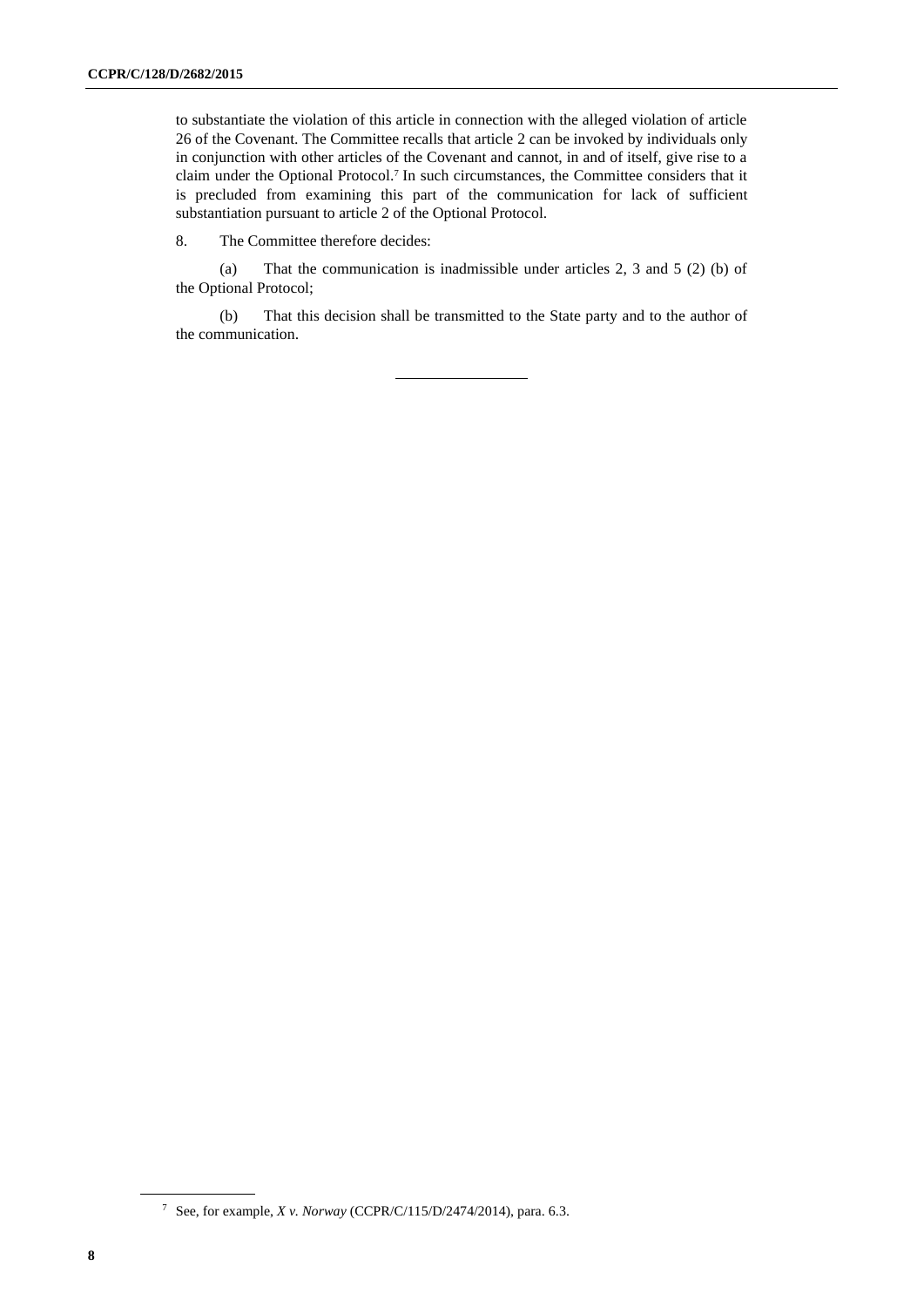to substantiate the violation of this article in connection with the alleged violation of article 26 of the Covenant. The Committee recalls that article 2 can be invoked by individuals only in conjunction with other articles of the Covenant and cannot, in and of itself, give rise to a claim under the Optional Protocol.[7] In such circumstances, the Committee considers that it is precluded from examining this part of the communication for lack of sufficient substantiation pursuant to article 2 of the Optional Protocol.

8. The Committee therefore decides:

(a) That the communication is inadmissible under articles 2, 3 and 5 (2) (b) of the Optional Protocol;

(b) That this decision shall be transmitted to the State party and to the author of the communication.

---

[7] See, for example, *X v. Norway* (CCPR/C/115/D/2474/2014), para. 6.3.